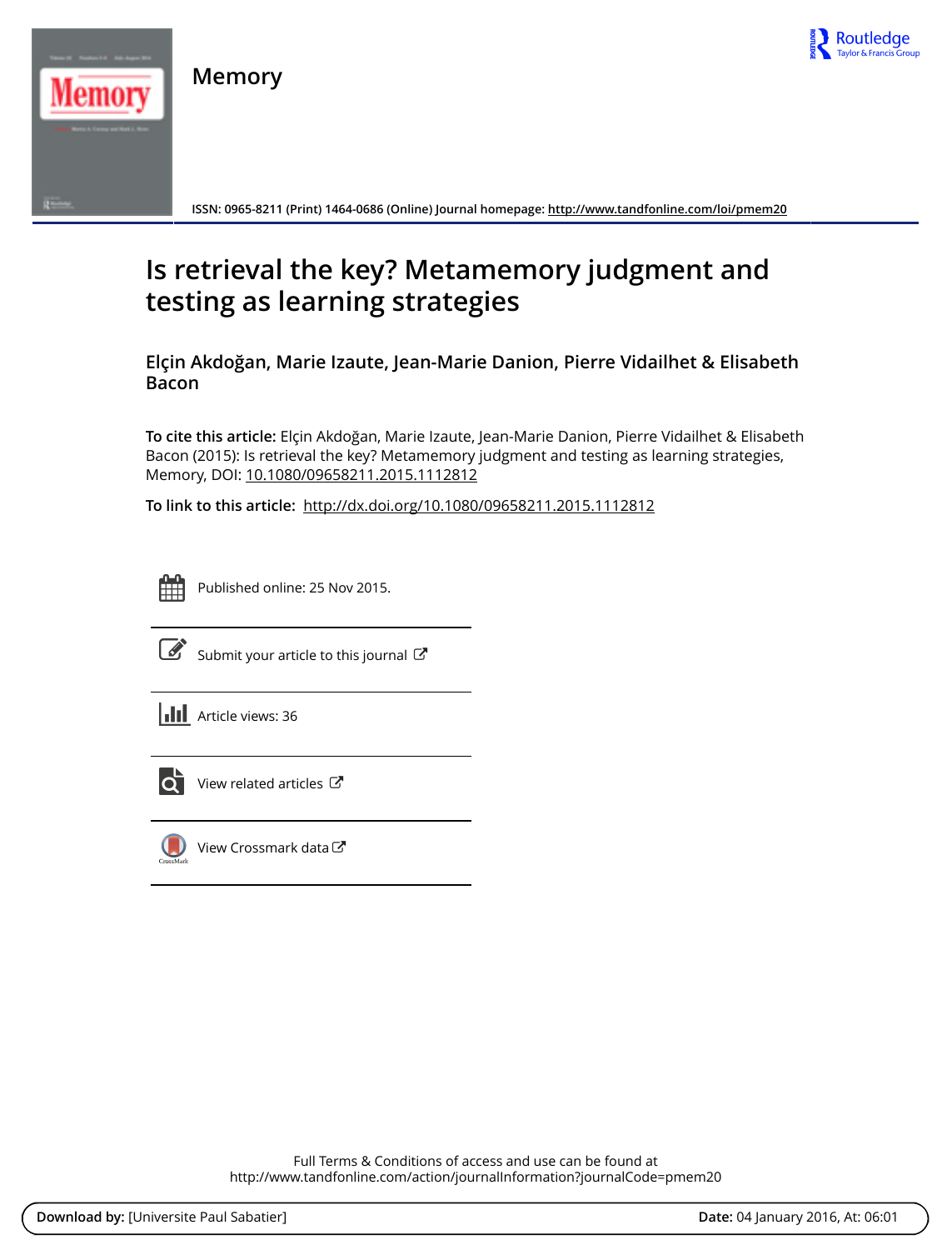# Memory

ISSN: 0965-8211 (Print) 1464-0686 (Online) Journal homepage: http://www.tandfonline.com/loi/pmem20

## Is retrieval the key? Metamemory judgment and testing as learning strategies

**Elçin Akdoğan, Marie Izaute, Jean-Marie Danion, Pierre Vidailhet & Elisabeth Bacon**

**To cite this article:** Elçin Akdoğan, Marie Izaute, Jean-Marie Danion, Pierre Vidailhet & Elisabeth Bacon (2015): Is retrieval the key? Metamemory judgment and testing as learning strategies, Memory, DOI: 10.1080/09658211.2015.1112812

**To link to this article:** http://dx.doi.org/10.1080/09658211.2015.1112812

Published online: 25 Nov 2015.

Submit your article to this journal

Article views: 36

View related articles

View Crossmark data

Full Terms & Conditions of access and use can be found at
http://www.tandfonline.com/action/journalInformation?journalCode=pmem20

**Download by:** [Universite Paul Sabatier] **Date:** 04 January 2016, At: 06:01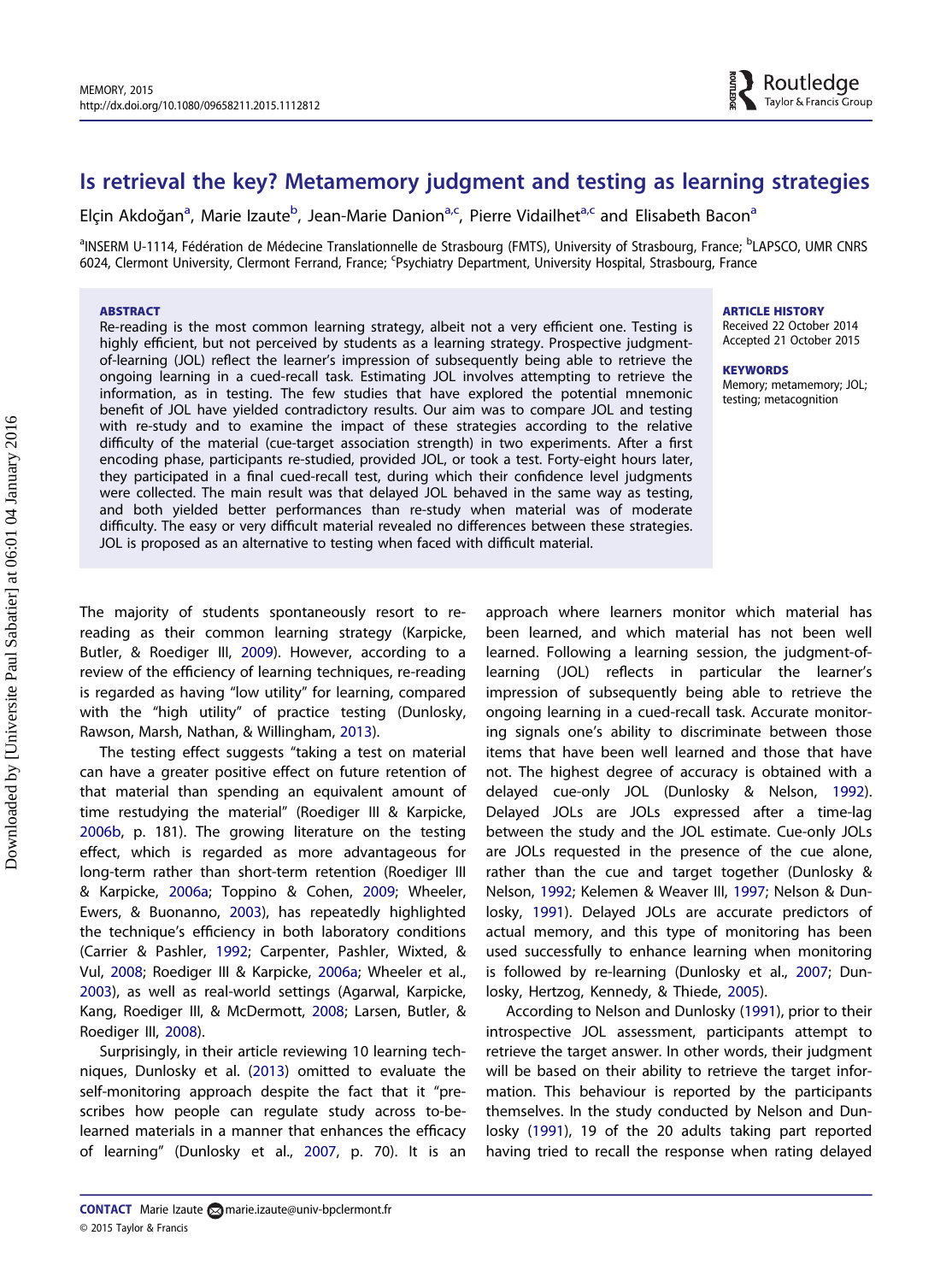# Is retrieval the key? Metamemory judgment and testing as learning strategies

Elçin Akdoğan[a], Marie Izaute[b], Jean-Marie Danion[a,c], Pierre Vidailhet[a,c] and Elisabeth Bacon[a]

[a]INSERM U-1114, Fédération de Médecine Translationnelle de Strasbourg (FMTS), University of Strasbourg, France; [b]LAPSCO, UMR CNRS 6024, Clermont University, Clermont Ferrand, France; [c]Psychiatry Department, University Hospital, Strasbourg, France

## ABSTRACT

Re-reading is the most common learning strategy, albeit not a very efficient one. Testing is highly efficient, but not perceived by students as a learning strategy. Prospective judgment-of-learning (JOL) reflect the learner's impression of subsequently being able to retrieve the ongoing learning in a cued-recall task. Estimating JOL involves attempting to retrieve the information, as in testing. The few studies that have explored the potential mnemonic benefit of JOL have yielded contradictory results. Our aim was to compare JOL and testing with re-study and to examine the impact of these strategies according to the relative difficulty of the material (cue-target association strength) in two experiments. After a first encoding phase, participants re-studied, provided JOL, or took a test. Forty-eight hours later, they participated in a final cued-recall test, during which their confidence level judgments were collected. The main result was that delayed JOL behaved in the same way as testing, and both yielded better performances than re-study when material was of moderate difficulty. The easy or very difficult material revealed no differences between these strategies. JOL is proposed as an alternative to testing when faced with difficult material.

**ARTICLE HISTORY**
Received 22 October 2014
Accepted 21 October 2015

**KEYWORDS**
Memory; metamemory; JOL; testing; metacognition

The majority of students spontaneously resort to re-reading as their common learning strategy (Karpicke, Butler, & Roediger III, 2009). However, according to a review of the efficiency of learning techniques, re-reading is regarded as having "low utility" for learning, compared with the "high utility" of practice testing (Dunlosky, Rawson, Marsh, Nathan, & Willingham, 2013).

The testing effect suggests "taking a test on material can have a greater positive effect on future retention of that material than spending an equivalent amount of time restudying the material" (Roediger III & Karpicke, 2006b, p. 181). The growing literature on the testing effect, which is regarded as more advantageous for long-term rather than short-term retention (Roediger III & Karpicke, 2006a; Toppino & Cohen, 2009; Wheeler, Ewers, & Buonanno, 2003), has repeatedly highlighted the technique's efficiency in both laboratory conditions (Carrier & Pashler, 1992; Carpenter, Pashler, Wixted, & Vul, 2008; Roediger III & Karpicke, 2006a; Wheeler et al., 2003), as well as real-world settings (Agarwal, Karpicke, Kang, Roediger III, & McDermott, 2008; Larsen, Butler, & Roediger III, 2008).

Surprisingly, in their article reviewing 10 learning techniques, Dunlosky et al. (2013) omitted to evaluate the self-monitoring approach despite the fact that it "prescribes how people can regulate study across to-be-learned materials in a manner that enhances the efficacy of learning" (Dunlosky et al., 2007, p. 70). It is an approach where learners monitor which material has been learned, and which material has not been well learned. Following a learning session, the judgment-of-learning (JOL) reflects in particular the learner's impression of subsequently being able to retrieve the ongoing learning in a cued-recall task. Accurate monitoring signals one's ability to discriminate between those items that have been well learned and those that have not. The highest degree of accuracy is obtained with a delayed cue-only JOL (Dunlosky & Nelson, 1992). Delayed JOLs are JOLs expressed after a time-lag between the study and the JOL estimate. Cue-only JOLs are JOLs requested in the presence of the cue alone, rather than the cue and target together (Dunlosky & Nelson, 1992; Kelemen & Weaver III, 1997; Nelson & Dunlosky, 1991). Delayed JOLs are accurate predictors of actual memory, and this type of monitoring has been used successfully to enhance learning when monitoring is followed by re-learning (Dunlosky et al., 2007; Dunlosky, Hertzog, Kennedy, & Thiede, 2005).

According to Nelson and Dunlosky (1991), prior to their introspective JOL assessment, participants attempt to retrieve the target answer. In other words, their judgment will be based on their ability to retrieve the target information. This behaviour is reported by the participants themselves. In the study conducted by Nelson and Dunlosky (1991), 19 of the 20 adults taking part reported having tried to recall the response when rating delayed

**CONTACT** Marie Izaute marie.izaute@univ-bpclermont.fr
© 2015 Taylor & Francis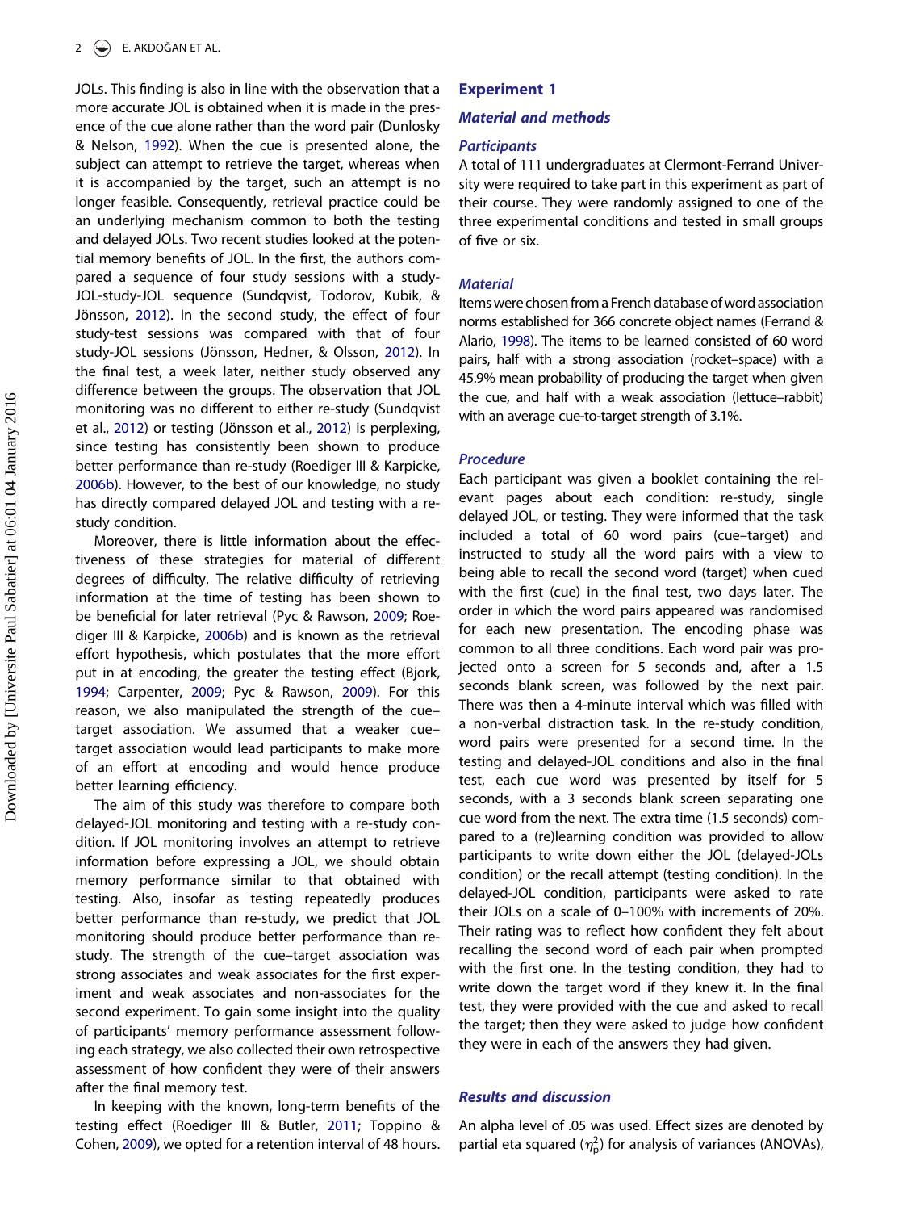JOLs. This finding is also in line with the observation that a more accurate JOL is obtained when it is made in the presence of the cue alone rather than the word pair (Dunlosky & Nelson, 1992). When the cue is presented alone, the subject can attempt to retrieve the target, whereas when it is accompanied by the target, such an attempt is no longer feasible. Consequently, retrieval practice could be an underlying mechanism common to both the testing and delayed JOLs. Two recent studies looked at the potential memory benefits of JOL. In the first, the authors compared a sequence of four study sessions with a study-JOL-study-JOL sequence (Sundqvist, Todorov, Kubik, & Jönsson, 2012). In the second study, the effect of four study-test sessions was compared with that of four study-JOL sessions (Jönsson, Hedner, & Olsson, 2012). In the final test, a week later, neither study observed any difference between the groups. The observation that JOL monitoring was no different to either re-study (Sundqvist et al., 2012) or testing (Jönsson et al., 2012) is perplexing, since testing has consistently been shown to produce better performance than re-study (Roediger III & Karpicke, 2006b). However, to the best of our knowledge, no study has directly compared delayed JOL and testing with a re-study condition.

Moreover, there is little information about the effectiveness of these strategies for material of different degrees of difficulty. The relative difficulty of retrieving information at the time of testing has been shown to be beneficial for later retrieval (Pyc & Rawson, 2009; Roediger III & Karpicke, 2006b) and is known as the retrieval effort hypothesis, which postulates that the more effort put in at encoding, the greater the testing effect (Bjork, 1994; Carpenter, 2009; Pyc & Rawson, 2009). For this reason, we also manipulated the strength of the cue–target association. We assumed that a weaker cue–target association would lead participants to make more of an effort at encoding and would hence produce better learning efficiency.

The aim of this study was therefore to compare both delayed-JOL monitoring and testing with a re-study condition. If JOL monitoring involves an attempt to retrieve information before expressing a JOL, we should obtain memory performance similar to that obtained with testing. Also, insofar as testing repeatedly produces better performance than re-study, we predict that JOL monitoring should produce better performance than re-study. The strength of the cue–target association was strong associates and weak associates for the first experiment and weak associates and non-associates for the second experiment. To gain some insight into the quality of participants' memory performance assessment following each strategy, we also collected their own retrospective assessment of how confident they were of their answers after the final memory test.

In keeping with the known, long-term benefits of the testing effect (Roediger III & Butler, 2011; Toppino & Cohen, 2009), we opted for a retention interval of 48 hours.

## Experiment 1

### Material and methods

#### Participants

A total of 111 undergraduates at Clermont-Ferrand University were required to take part in this experiment as part of their course. They were randomly assigned to one of the three experimental conditions and tested in small groups of five or six.

#### Material

Items were chosen from a French database of word association norms established for 366 concrete object names (Ferrand & Alario, 1998). The items to be learned consisted of 60 word pairs, half with a strong association (rocket–space) with a 45.9% mean probability of producing the target when given the cue, and half with a weak association (lettuce–rabbit) with an average cue-to-target strength of 3.1%.

#### Procedure

Each participant was given a booklet containing the relevant pages about each condition: re-study, single delayed JOL, or testing. They were informed that the task included a total of 60 word pairs (cue–target) and instructed to study all the word pairs with a view to being able to recall the second word (target) when cued with the first (cue) in the final test, two days later. The order in which the word pairs appeared was randomised for each new presentation. The encoding phase was common to all three conditions. Each word pair was projected onto a screen for 5 seconds and, after a 1.5 seconds blank screen, was followed by the next pair. There was then a 4-minute interval which was filled with a non-verbal distraction task. In the re-study condition, word pairs were presented for a second time. In the testing and delayed-JOL conditions and also in the final test, each cue word was presented by itself for 5 seconds, with a 3 seconds blank screen separating one cue word from the next. The extra time (1.5 seconds) compared to a (re)learning condition was provided to allow participants to write down either the JOL (delayed-JOLs condition) or the recall attempt (testing condition). In the delayed-JOL condition, participants were asked to rate their JOLs on a scale of 0–100% with increments of 20%. Their rating was to reflect how confident they felt about recalling the second word of each pair when prompted with the first one. In the testing condition, they had to write down the target word if they knew it. In the final test, they were provided with the cue and asked to recall the target; then they were asked to judge how confident they were in each of the answers they had given.

### Results and discussion

An alpha level of .05 was used. Effect sizes are denoted by partial eta squared ($\eta_p^2$) for analysis of variances (ANOVAs),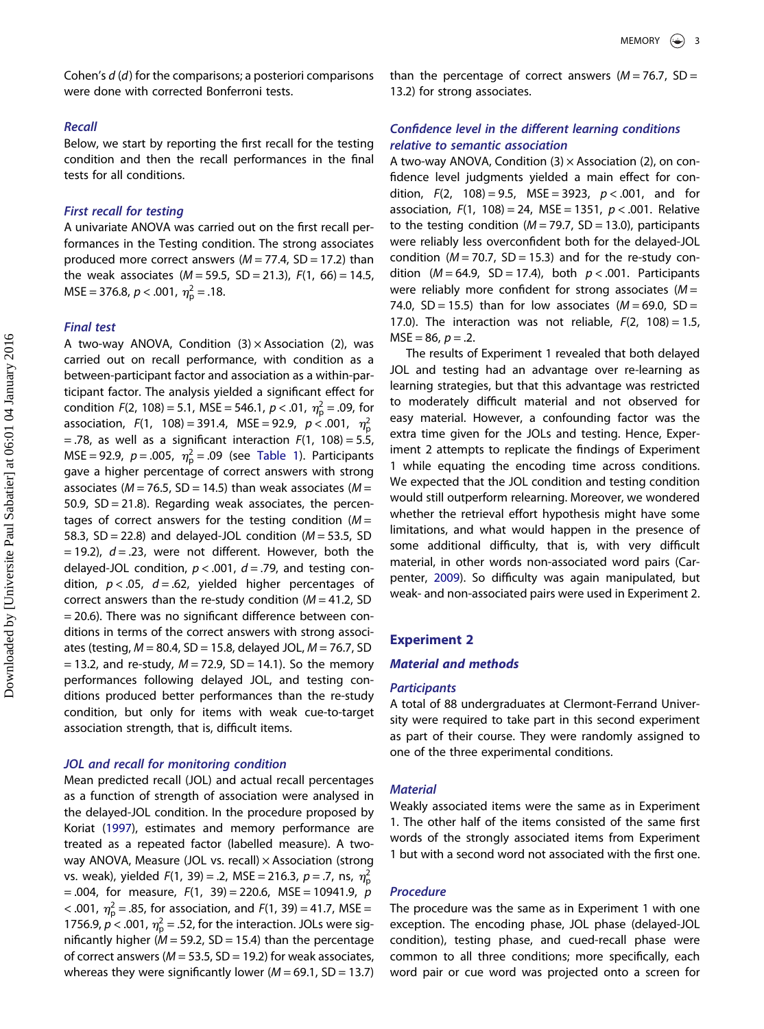Cohen's *d* (*d*) for the comparisons; a posteriori comparisons were done with corrected Bonferroni tests.

### Recall

Below, we start by reporting the first recall for the testing condition and then the recall performances in the final tests for all conditions.

### First recall for testing

A univariate ANOVA was carried out on the first recall performances in the Testing condition. The strong associates produced more correct answers ($M = 77.4$, $SD = 17.2$) than the weak associates ($M = 59.5$, $SD = 21.3$), $F(1, 66) = 14.5$, $MSE = 376.8$, $p < .001$, $\eta_p^2 = .18$.

### Final test

A two-way ANOVA, Condition (3) × Association (2), was carried out on recall performance, with condition as a between-participant factor and association as a within-participant factor. The analysis yielded a significant effect for condition $F(2, 108) = 5.1$, $MSE = 546.1$, $p < .01$, $\eta_p^2 = .09$, for association, $F(1, 108) = 391.4$, $MSE = 92.9$, $p < .001$, $\eta_p^2 = .78$, as well as a significant interaction $F(1, 108) = 5.5$, $MSE = 92.9$, $p = .005$, $\eta_p^2 = .09$ (see Table 1). Participants gave a higher percentage of correct answers with strong associates ($M = 76.5$, $SD = 14.5$) than weak associates ($M = 50.9$, $SD = 21.8$). Regarding weak associates, the percentages of correct answers for the testing condition ($M = 58.3$, $SD = 22.8$) and delayed-JOL condition ($M = 53.5$, $SD = 19.2$), $d = .23$, were not different. However, both the delayed-JOL condition, $p < .001$, $d = .79$, and testing condition, $p < .05$, $d = .62$, yielded higher percentages of correct answers than the re-study condition ($M = 41.2$, $SD = 20.6$). There was no significant difference between conditions in terms of the correct answers with strong associates (testing, $M = 80.4$, $SD = 15.8$, delayed JOL, $M = 76.7$, $SD = 13.2$, and re-study, $M = 72.9$, $SD = 14.1$). So the memory performances following delayed JOL, and testing conditions produced better performances than the re-study condition, but only for items with weak cue-to-target association strength, that is, difficult items.

### JOL and recall for monitoring condition

Mean predicted recall (JOL) and actual recall percentages as a function of strength of association were analysed in the delayed-JOL condition. In the procedure proposed by Koriat (1997), estimates and memory performance are treated as a repeated factor (labelled measure). A two-way ANOVA, Measure (JOL vs. recall) × Association (strong vs. weak), yielded $F(1, 39) = .2$, $MSE = 216.3$, $p = .7$, ns, $\eta_p^2 = .004$, for measure, $F(1, 39) = 220.6$, $MSE = 10941.9$, $p < .001$, $\eta_p^2 = .85$, for association, and $F(1, 39) = 41.7$, $MSE = 1756.9$, $p < .001$, $\eta_p^2 = .52$, for the interaction. JOLs were significantly higher ($M = 59.2$, $SD = 15.4$) than the percentage of correct answers ($M = 53.5$, $SD = 19.2$) for weak associates, whereas they were significantly lower ($M = 69.1$, $SD = 13.7$) than the percentage of correct answers ($M = 76.7$, $SD = 13.2$) for strong associates.

### Confidence level in the different learning conditions relative to semantic association

A two-way ANOVA, Condition (3) × Association (2), on confidence level judgments yielded a main effect for condition, $F(2, 108) = 9.5$, $MSE = 3923$, $p < .001$, and for association, $F(1, 108) = 24$, $MSE = 1351$, $p < .001$. Relative to the testing condition ($M = 79.7$, $SD = 13.0$), participants were reliably less overconfident both for the delayed-JOL condition ($M = 70.7$, $SD = 15.3$) and for the re-study condition ($M = 64.9$, $SD = 17.4$), both $p < .001$. Participants were reliably more confident for strong associates ($M = 74.0$, $SD = 15.5$) than for low associates ($M = 69.0$, $SD = 17.0$). The interaction was not reliable, $F(2, 108) = 1.5$, $MSE = 86$, $p = .2$.

The results of Experiment 1 revealed that both delayed JOL and testing had an advantage over re-learning as learning strategies, but that this advantage was restricted to moderately difficult material and not observed for easy material. However, a confounding factor was the extra time given for the JOLs and testing. Hence, Experiment 2 attempts to replicate the findings of Experiment 1 while equating the encoding time across conditions. We expected that the JOL condition and testing condition would still outperform relearning. Moreover, we wondered whether the retrieval effort hypothesis might have some limitations, and what would happen in the presence of some additional difficulty, that is, with very difficult material, in other words non-associated word pairs (Carpenter, 2009). So difficulty was again manipulated, but weak- and non-associated pairs were used in Experiment 2.

## Experiment 2

### Material and methods

### Participants

A total of 88 undergraduates at Clermont-Ferrand University were required to take part in this second experiment as part of their course. They were randomly assigned to one of the three experimental conditions.

### Material

Weakly associated items were the same as in Experiment 1. The other half of the items consisted of the same first words of the strongly associated items from Experiment 1 but with a second word not associated with the first one.

### Procedure

The procedure was the same as in Experiment 1 with one exception. The encoding phase, JOL phase (delayed-JOL condition), testing phase, and cued-recall phase were common to all three conditions; more specifically, each word pair or cue word was projected onto a screen for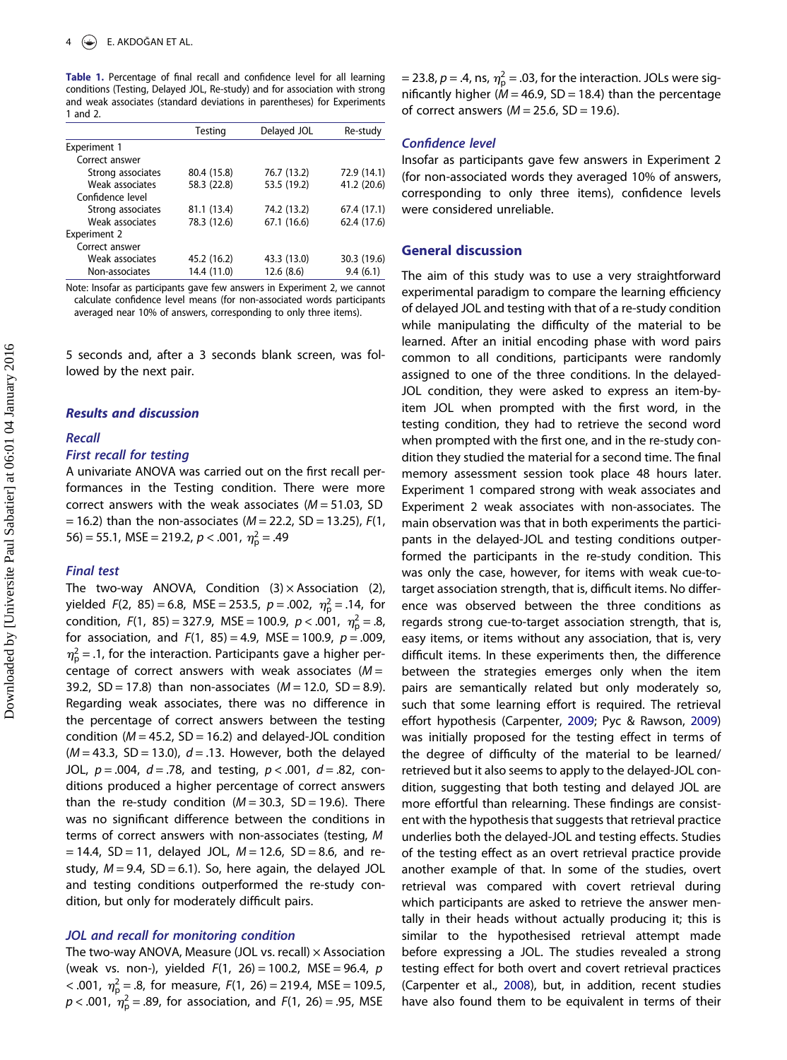**Table 1.** Percentage of final recall and confidence level for all learning conditions (Testing, Delayed JOL, Re-study) and for association with strong and weak associates (standard deviations in parentheses) for Experiments 1 and 2.

| | Testing | Delayed JOL | Re-study |
|---|---|---|---|
| Experiment 1 | | | |
| Correct answer | | | |
| Strong associates | 80.4 (15.8) | 76.7 (13.2) | 72.9 (14.1) |
| Weak associates | 58.3 (22.8) | 53.5 (19.2) | 41.2 (20.6) |
| Confidence level | | | |
| Strong associates | 81.1 (13.4) | 74.2 (13.2) | 67.4 (17.1) |
| Weak associates | 78.3 (12.6) | 67.1 (16.6) | 62.4 (17.6) |
| Experiment 2 | | | |
| Correct answer | | | |
| Weak associates | 45.2 (16.2) | 43.3 (13.0) | 30.3 (19.6) |
| Non-associates | 14.4 (11.0) | 12.6 (8.6) | 9.4 (6.1) |

Note: Insofar as participants gave few answers in Experiment 2, we cannot calculate confidence level means (for non-associated words participants averaged near 10% of answers, corresponding to only three items).

5 seconds and, after a 3 seconds blank screen, was followed by the next pair.

### Results and discussion

#### Recall

#### First recall for testing

A univariate ANOVA was carried out on the first recall performances in the Testing condition. There were more correct answers with the weak associates ($M = 51.03$, SD $= 16.2$) than the non-associates ($M = 22.2$, SD $= 13.25$), $F(1, 56) = 55.1$, MSE $= 219.2$, $p < .001$, $\eta_p^2 = .49$

#### Final test

The two-way ANOVA, Condition (3) × Association (2), yielded $F(2, 85) = 6.8$, MSE $= 253.5$, $p = .002$, $\eta_p^2 = .14$, for condition, $F(1, 85) = 327.9$, MSE $= 100.9$, $p < .001$, $\eta_p^2 = .8$, for association, and $F(1, 85) = 4.9$, MSE $= 100.9$, $p = .009$, $\eta_p^2 = .1$, for the interaction. Participants gave a higher percentage of correct answers with weak associates ($M = 39.2$, SD $= 17.8$) than non-associates ($M = 12.0$, SD $= 8.9$). Regarding weak associates, there was no difference in the percentage of correct answers between the testing condition ($M = 45.2$, SD $= 16.2$) and delayed-JOL condition ($M = 43.3$, SD $= 13.0$), $d = .13$. However, both the delayed JOL, $p = .004$, $d = .78$, and testing, $p < .001$, $d = .82$, conditions produced a higher percentage of correct answers than the re-study condition ($M = 30.3$, SD $= 19.6$). There was no significant difference between the conditions in terms of correct answers with non-associates (testing, $M = 14.4$, SD $= 11$, delayed JOL, $M = 12.6$, SD $= 8.6$, and re-study, $M = 9.4$, SD $= 6.1$). So, here again, the delayed JOL and testing conditions outperformed the re-study condition, but only for moderately difficult pairs.

#### JOL and recall for monitoring condition

The two-way ANOVA, Measure (JOL vs. recall) × Association (weak vs. non-), yielded $F(1, 26) = 100.2$, MSE $= 96.4$, $p < .001$, $\eta_p^2 = .8$, for measure, $F(1, 26) = 219.4$, MSE $= 109.5$, $p < .001$, $\eta_p^2 = .89$, for association, and $F(1, 26) = .95$, MSE $= 23.8$, $p = .4$, ns, $\eta_p^2 = .03$, for the interaction. JOLs were significantly higher ($M = 46.9$, SD $= 18.4$) than the percentage of correct answers ($M = 25.6$, SD $= 19.6$).

#### Confidence level

Insofar as participants gave few answers in Experiment 2 (for non-associated words they averaged 10% of answers, corresponding to only three items), confidence levels were considered unreliable.

## General discussion

The aim of this study was to use a very straightforward experimental paradigm to compare the learning efficiency of delayed JOL and testing with that of a re-study condition while manipulating the difficulty of the material to be learned. After an initial encoding phase with word pairs common to all conditions, participants were randomly assigned to one of the three conditions. In the delayed-JOL condition, they were asked to express an item-by-item JOL when prompted with the first word, in the testing condition, they had to retrieve the second word when prompted with the first one, and in the re-study condition they studied the material for a second time. The final memory assessment session took place 48 hours later. Experiment 1 compared strong with weak associates and Experiment 2 weak associates with non-associates. The main observation was that in both experiments the participants in the delayed-JOL and testing conditions outperformed the participants in the re-study condition. This was only the case, however, for items with weak cue-to-target association strength, that is, difficult items. No difference was observed between the three conditions as regards strong cue-to-target association strength, that is, easy items, or items without any association, that is, very difficult items. In these experiments then, the difference between the strategies emerges only when the item pairs are semantically related but only moderately so, such that some learning effort is required. The retrieval effort hypothesis (Carpenter, 2009; Pyc & Rawson, 2009) was initially proposed for the testing effect in terms of the degree of difficulty of the material to be learned/retrieved but it also seems to apply to the delayed-JOL condition, suggesting that both testing and delayed JOL are more effortful than relearning. These findings are consistent with the hypothesis that suggests that retrieval practice underlies both the delayed-JOL and testing effects. Studies of the testing effect as an overt retrieval practice provide another example of that. In some of the studies, overt retrieval was compared with covert retrieval during which participants are asked to retrieve the answer mentally in their heads without actually producing it; this is similar to the hypothesised retrieval attempt made before expressing a JOL. The studies revealed a strong testing effect for both overt and covert retrieval practices (Carpenter et al., 2008), but, in addition, recent studies have also found them to be equivalent in terms of their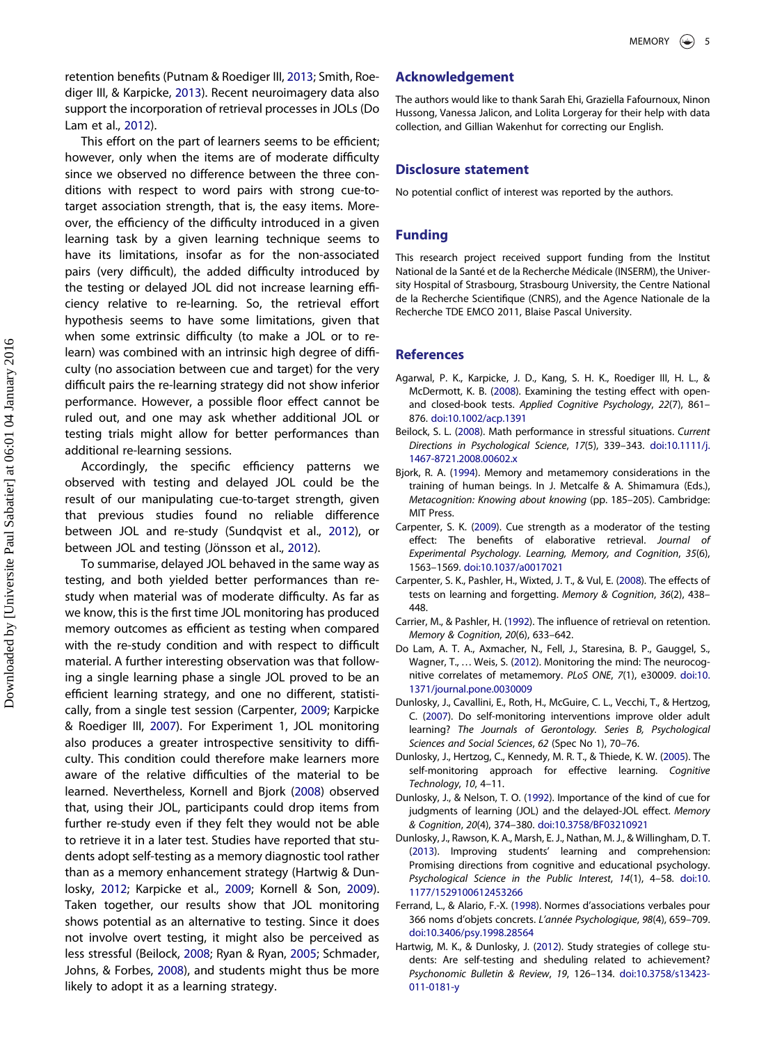retention benefits (Putnam & Roediger III, 2013; Smith, Roediger III, & Karpicke, 2013). Recent neuroimagery data also support the incorporation of retrieval processes in JOLs (Do Lam et al., 2012).

This effort on the part of learners seems to be efficient; however, only when the items are of moderate difficulty since we observed no difference between the three conditions with respect to word pairs with strong cue-to-target association strength, that is, the easy items. Moreover, the efficiency of the difficulty introduced in a given learning task by a given learning technique seems to have its limitations, insofar as for the non-associated pairs (very difficult), the added difficulty introduced by the testing or delayed JOL did not increase learning efficiency relative to re-learning. So, the retrieval effort hypothesis seems to have some limitations, given that when some extrinsic difficulty (to make a JOL or to re-learn) was combined with an intrinsic high degree of difficulty (no association between cue and target) for the very difficult pairs the re-learning strategy did not show inferior performance. However, a possible floor effect cannot be ruled out, and one may ask whether additional JOL or testing trials might allow for better performances than additional re-learning sessions.

Accordingly, the specific efficiency patterns we observed with testing and delayed JOL could be the result of our manipulating cue-to-target strength, given that previous studies found no reliable difference between JOL and re-study (Sundqvist et al., 2012), or between JOL and testing (Jönsson et al., 2012).

To summarise, delayed JOL behaved in the same way as testing, and both yielded better performances than re-study when material was of moderate difficulty. As far as we know, this is the first time JOL monitoring has produced memory outcomes as efficient as testing when compared with the re-study condition and with respect to difficult material. A further interesting observation was that following a single learning phase a single JOL proved to be an efficient learning strategy, and one no different, statistically, from a single test session (Carpenter, 2009; Karpicke & Roediger III, 2007). For Experiment 1, JOL monitoring also produces a greater introspective sensitivity to difficulty. This condition could therefore make learners more aware of the relative difficulties of the material to be learned. Nevertheless, Kornell and Bjork (2008) observed that, using their JOL, participants could drop items from further re-study even if they felt they would not be able to retrieve it in a later test. Studies have reported that students adopt self-testing as a memory diagnostic tool rather than as a memory enhancement strategy (Hartwig & Dunlosky, 2012; Karpicke et al., 2009; Kornell & Son, 2009). Taken together, our results show that JOL monitoring shows potential as an alternative to testing. Since it does not involve overt testing, it might also be perceived as less stressful (Beilock, 2008; Ryan & Ryan, 2005; Schmader, Johns, & Forbes, 2008), and students might thus be more likely to adopt it as a learning strategy.

## Acknowledgement

The authors would like to thank Sarah Ehi, Graziella Fafournoux, Ninon Hussong, Vanessa Jalicon, and Lolita Lorgeray for their help with data collection, and Gillian Wakenhut for correcting our English.

## Disclosure statement

No potential conflict of interest was reported by the authors.

## Funding

This research project received support funding from the Institut National de la Santé et de la Recherche Médicale (INSERM), the University Hospital of Strasbourg, Strasbourg University, the Centre National de la Recherche Scientifique (CNRS), and the Agence Nationale de la Recherche TDE EMCO 2011, Blaise Pascal University.

## References

Agarwal, P. K., Karpicke, J. D., Kang, S. H. K., Roediger III, H. L., & McDermott, K. B. (2008). Examining the testing effect with open- and closed-book tests. *Applied Cognitive Psychology*, *22*(7), 861–876. doi:10.1002/acp.1391

Beilock, S. L. (2008). Math performance in stressful situations. *Current Directions in Psychological Science*, *17*(5), 339–343. doi:10.1111/j.1467-8721.2008.00602.x

Bjork, R. A. (1994). Memory and metamemory considerations in the training of human beings. In J. Metcalfe & A. Shimamura (Eds.), *Metacognition: Knowing about knowing* (pp. 185–205). Cambridge: MIT Press.

Carpenter, S. K. (2009). Cue strength as a moderator of the testing effect: The benefits of elaborative retrieval. *Journal of Experimental Psychology. Learning, Memory, and Cognition*, *35*(6), 1563–1569. doi:10.1037/a0017021

Carpenter, S. K., Pashler, H., Wixted, J. T., & Vul, E. (2008). The effects of tests on learning and forgetting. *Memory & Cognition*, *36*(2), 438–448.

Carrier, M., & Pashler, H. (1992). The influence of retrieval on retention. *Memory & Cognition*, *20*(6), 633–642.

Do Lam, A. T. A., Axmacher, N., Fell, J., Staresina, B. P., Gauggel, S., Wagner, T., … Weis, S. (2012). Monitoring the mind: The neurocognitive correlates of metamemory. *PLoS ONE*, *7*(1), e30009. doi:10.1371/journal.pone.0030009

Dunlosky, J., Cavallini, E., Roth, H., McGuire, C. L., Vecchi, T., & Hertzog, C. (2007). Do self-monitoring interventions improve older adult learning? *The Journals of Gerontology. Series B, Psychological Sciences and Social Sciences*, *62* (Spec No 1), 70–76.

Dunlosky, J., Hertzog, C., Kennedy, M. R. T., & Thiede, K. W. (2005). The self-monitoring approach for effective learning. *Cognitive Technology*, *10*, 4–11.

Dunlosky, J., & Nelson, T. O. (1992). Importance of the kind of cue for judgments of learning (JOL) and the delayed-JOL effect. *Memory & Cognition*, *20*(4), 374–380. doi:10.3758/BF03210921

Dunlosky, J., Rawson, K. A., Marsh, E. J., Nathan, M. J., & Willingham, D. T. (2013). Improving students' learning and comprehension: Promising directions from cognitive and educational psychology. *Psychological Science in the Public Interest*, *14*(1), 4–58. doi:10.1177/1529100612453266

Ferrand, L., & Alario, F.-X. (1998). Normes d'associations verbales pour 366 noms d'objets concrets. *L'année Psychologique*, *98*(4), 659–709. doi:10.3406/psy.1998.28564

Hartwig, M. K., & Dunlosky, J. (2012). Study strategies of college students: Are self-testing and sheduling related to achievement? *Psychonomic Bulletin & Review*, *19*, 126–134. doi:10.3758/s13423-011-0181-y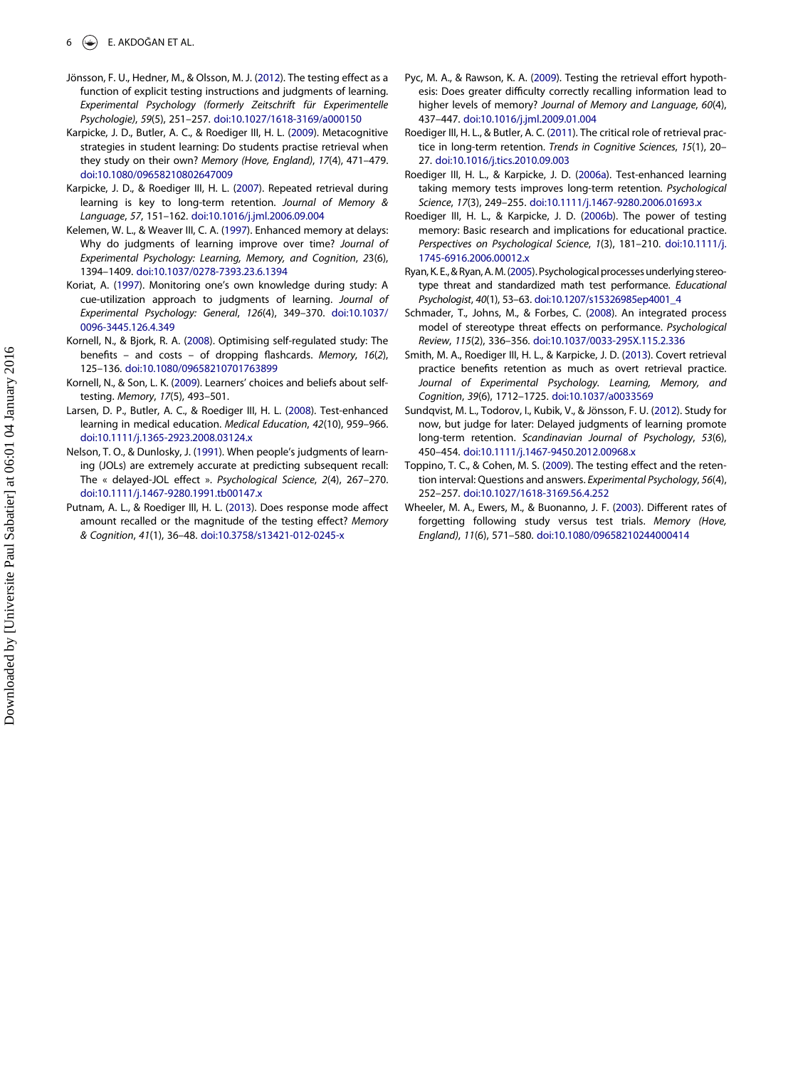Jönsson, F. U., Hedner, M., & Olsson, M. J. (2012). The testing effect as a function of explicit testing instructions and judgments of learning. *Experimental Psychology (formerly Zeitschrift für Experimentelle Psychologie)*, *59*(5), 251–257. doi:10.1027/1618-3169/a000150

Karpicke, J. D., Butler, A. C., & Roediger III, H. L. (2009). Metacognitive strategies in student learning: Do students practise retrieval when they study on their own? *Memory (Hove, England)*, *17*(4), 471–479. doi:10.1080/09658210802647009

Karpicke, J. D., & Roediger III, H. L. (2007). Repeated retrieval during learning is key to long-term retention. *Journal of Memory & Language*, *57*, 151–162. doi:10.1016/j.jml.2006.09.004

Kelemen, W. L., & Weaver III, C. A. (1997). Enhanced memory at delays: Why do judgments of learning improve over time? *Journal of Experimental Psychology: Learning, Memory, and Cognition*, *23*(6), 1394–1409. doi:10.1037/0278-7393.23.6.1394

Koriat, A. (1997). Monitoring one's own knowledge during study: A cue-utilization approach to judgments of learning. *Journal of Experimental Psychology: General*, *126*(4), 349–370. doi:10.1037/0096-3445.126.4.349

Kornell, N., & Bjork, R. A. (2008). Optimising self-regulated study: The benefits – and costs – of dropping flashcards. *Memory*, *16*(2), 125–136. doi:10.1080/09658210701763899

Kornell, N., & Son, L. K. (2009). Learners' choices and beliefs about self-testing. *Memory*, *17*(5), 493–501.

Larsen, D. P., Butler, A. C., & Roediger III, H. L. (2008). Test-enhanced learning in medical education. *Medical Education*, *42*(10), 959–966. doi:10.1111/j.1365-2923.2008.03124.x

Nelson, T. O., & Dunlosky, J. (1991). When people's judgments of learning (JOLs) are extremely accurate at predicting subsequent recall: The « delayed-JOL effect ». *Psychological Science*, *2*(4), 267–270. doi:10.1111/j.1467-9280.1991.tb00147.x

Putnam, A. L., & Roediger III, H. L. (2013). Does response mode affect amount recalled or the magnitude of the testing effect? *Memory & Cognition*, *41*(1), 36–48. doi:10.3758/s13421-012-0245-x

Pyc, M. A., & Rawson, K. A. (2009). Testing the retrieval effort hypothesis: Does greater difficulty correctly recalling information lead to higher levels of memory? *Journal of Memory and Language*, *60*(4), 437–447. doi:10.1016/j.jml.2009.01.004

Roediger III, H. L., & Butler, A. C. (2011). The critical role of retrieval practice in long-term retention. *Trends in Cognitive Sciences*, *15*(1), 20–27. doi:10.1016/j.tics.2010.09.003

Roediger III, H. L., & Karpicke, J. D. (2006a). Test-enhanced learning taking memory tests improves long-term retention. *Psychological Science*, *17*(3), 249–255. doi:10.1111/j.1467-9280.2006.01693.x

Roediger III, H. L., & Karpicke, J. D. (2006b). The power of testing memory: Basic research and implications for educational practice. *Perspectives on Psychological Science*, *1*(3), 181–210. doi:10.1111/j.1745-6916.2006.00012.x

Ryan, K. E., & Ryan, A. M. (2005). Psychological processes underlying stereotype threat and standardized math test performance. *Educational Psychologist*, *40*(1), 53–63. doi:10.1207/s15326985ep4001_4

Schmader, T., Johns, M., & Forbes, C. (2008). An integrated process model of stereotype threat effects on performance. *Psychological Review*, *115*(2), 336–356. doi:10.1037/0033-295X.115.2.336

Smith, M. A., Roediger III, H. L., & Karpicke, J. D. (2013). Covert retrieval practice benefits retention as much as overt retrieval practice. *Journal of Experimental Psychology. Learning, Memory, and Cognition*, *39*(6), 1712–1725. doi:10.1037/a0033569

Sundqvist, M. L., Todorov, I., Kubik, V., & Jönsson, F. U. (2012). Study for now, but judge for later: Delayed judgments of learning promote long-term retention. *Scandinavian Journal of Psychology*, *53*(6), 450–454. doi:10.1111/j.1467-9450.2012.00968.x

Toppino, T. C., & Cohen, M. S. (2009). The testing effect and the retention interval: Questions and answers. *Experimental Psychology*, *56*(4), 252–257. doi:10.1027/1618-3169.56.4.252

Wheeler, M. A., Ewers, M., & Buonanno, J. F. (2003). Different rates of forgetting following study versus test trials. *Memory (Hove, England)*, *11*(6), 571–580. doi:10.1080/09658210244000414